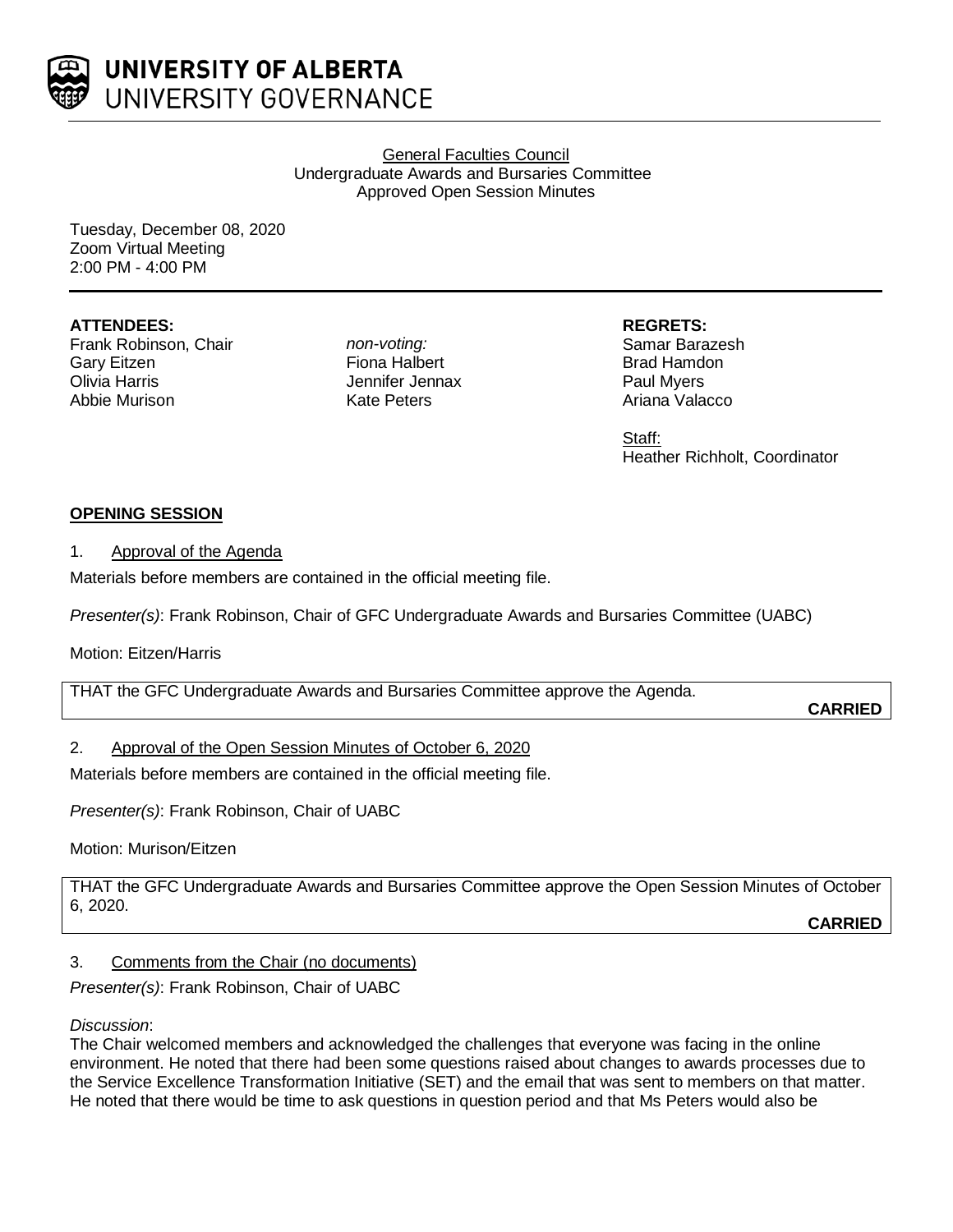**UNIVERSITY OF ALBERTA**
UNIVERSITY GOVERNANCE

General Faculties Council
Undergraduate Awards and Bursaries Committee
Approved Open Session Minutes

Tuesday, December 08, 2020
Zoom Virtual Meeting
2:00 PM - 4:00 PM

**ATTENDEES:**
Frank Robinson, Chair
Gary Eitzen
Olivia Harris
Abbie Murison

*non-voting:*
Fiona Halbert
Jennifer Jennax
Kate Peters

**REGRETS:**
Samar Barazesh
Brad Hamdon
Paul Myers
Ariana Valacco

Staff:
Heather Richholt, Coordinator

## OPENING SESSION

1. Approval of the Agenda

Materials before members are contained in the official meeting file.

*Presenter(s)*: Frank Robinson, Chair of GFC Undergraduate Awards and Bursaries Committee (UABC)

Motion: Eitzen/Harris

THAT the GFC Undergraduate Awards and Bursaries Committee approve the Agenda.

**CARRIED**

2. Approval of the Open Session Minutes of October 6, 2020

Materials before members are contained in the official meeting file.

*Presenter(s)*: Frank Robinson, Chair of UABC

Motion: Murison/Eitzen

THAT the GFC Undergraduate Awards and Bursaries Committee approve the Open Session Minutes of October 6, 2020.

**CARRIED**

3. Comments from the Chair (no documents)

*Presenter(s)*: Frank Robinson, Chair of UABC

*Discussion*:
The Chair welcomed members and acknowledged the challenges that everyone was facing in the online environment. He noted that there had been some questions raised about changes to awards processes due to the Service Excellence Transformation Initiative (SET) and the email that was sent to members on that matter. He noted that there would be time to ask questions in question period and that Ms Peters would also be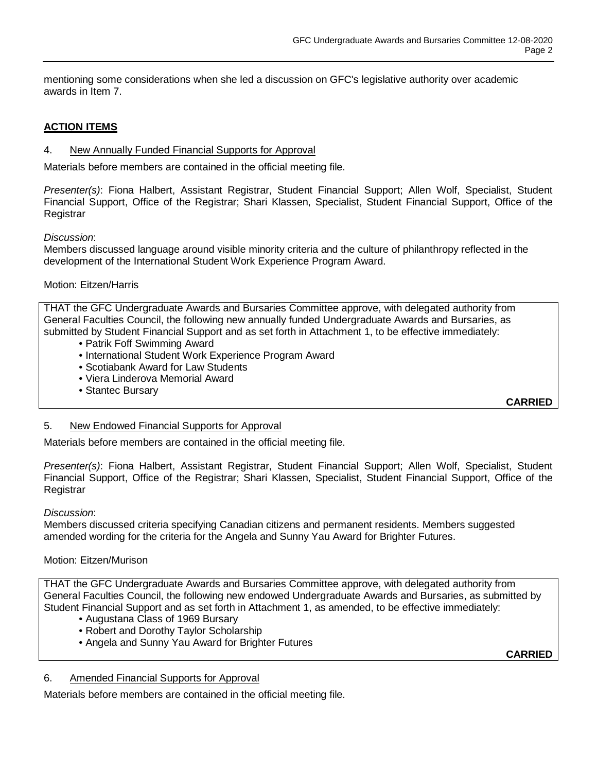mentioning some considerations when she led a discussion on GFC's legislative authority over academic awards in Item 7.

## ACTION ITEMS

### 4. New Annually Funded Financial Supports for Approval

Materials before members are contained in the official meeting file.

*Presenter(s)*: Fiona Halbert, Assistant Registrar, Student Financial Support; Allen Wolf, Specialist, Student Financial Support, Office of the Registrar; Shari Klassen, Specialist, Student Financial Support, Office of the Registrar

*Discussion*:
Members discussed language around visible minority criteria and the culture of philanthropy reflected in the development of the International Student Work Experience Program Award.

Motion: Eitzen/Harris

THAT the GFC Undergraduate Awards and Bursaries Committee approve, with delegated authority from General Faculties Council, the following new annually funded Undergraduate Awards and Bursaries, as submitted by Student Financial Support and as set forth in Attachment 1, to be effective immediately:

- Patrik Foff Swimming Award
- International Student Work Experience Program Award
- Scotiabank Award for Law Students
- Viera Linderova Memorial Award
- Stantec Bursary

**CARRIED**

### 5. New Endowed Financial Supports for Approval

Materials before members are contained in the official meeting file.

*Presenter(s)*: Fiona Halbert, Assistant Registrar, Student Financial Support; Allen Wolf, Specialist, Student Financial Support, Office of the Registrar; Shari Klassen, Specialist, Student Financial Support, Office of the Registrar

*Discussion*:
Members discussed criteria specifying Canadian citizens and permanent residents. Members suggested amended wording for the criteria for the Angela and Sunny Yau Award for Brighter Futures.

Motion: Eitzen/Murison

THAT the GFC Undergraduate Awards and Bursaries Committee approve, with delegated authority from General Faculties Council, the following new endowed Undergraduate Awards and Bursaries, as submitted by Student Financial Support and as set forth in Attachment 1, as amended, to be effective immediately:

- Augustana Class of 1969 Bursary
- Robert and Dorothy Taylor Scholarship
- Angela and Sunny Yau Award for Brighter Futures

**CARRIED**

### 6. Amended Financial Supports for Approval

Materials before members are contained in the official meeting file.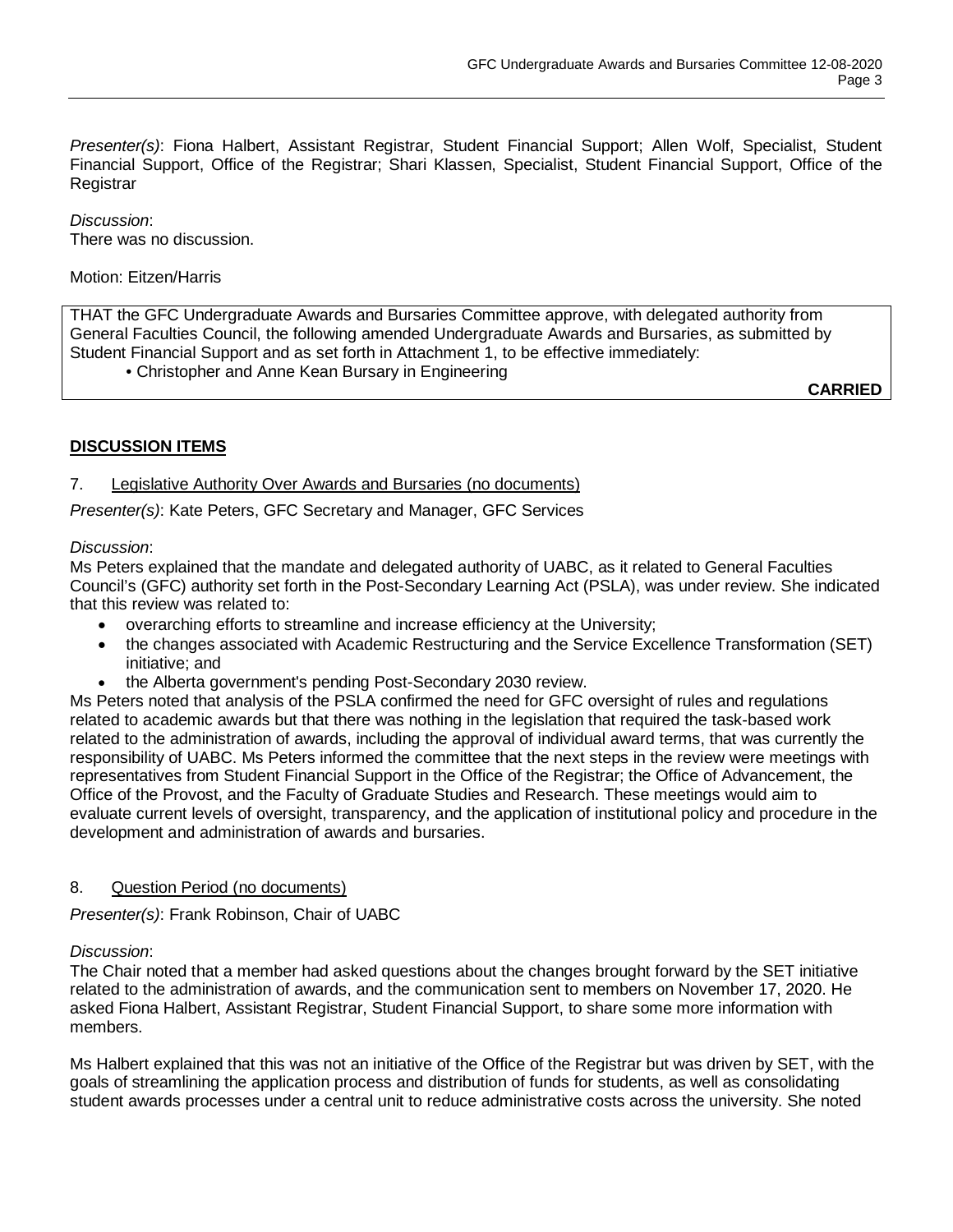*Presenter(s)*: Fiona Halbert, Assistant Registrar, Student Financial Support; Allen Wolf, Specialist, Student Financial Support, Office of the Registrar; Shari Klassen, Specialist, Student Financial Support, Office of the Registrar

*Discussion*:
There was no discussion.

Motion: Eitzen/Harris

THAT the GFC Undergraduate Awards and Bursaries Committee approve, with delegated authority from General Faculties Council, the following amended Undergraduate Awards and Bursaries, as submitted by Student Financial Support and as set forth in Attachment 1, to be effective immediately:

- Christopher and Anne Kean Bursary in Engineering

**CARRIED**

## DISCUSSION ITEMS

7. Legislative Authority Over Awards and Bursaries (no documents)

*Presenter(s)*: Kate Peters, GFC Secretary and Manager, GFC Services

*Discussion*:
Ms Peters explained that the mandate and delegated authority of UABC, as it related to General Faculties Council's (GFC) authority set forth in the Post-Secondary Learning Act (PSLA), was under review. She indicated that this review was related to:

- overarching efforts to streamline and increase efficiency at the University;
- the changes associated with Academic Restructuring and the Service Excellence Transformation (SET) initiative; and
- the Alberta government's pending Post-Secondary 2030 review.

Ms Peters noted that analysis of the PSLA confirmed the need for GFC oversight of rules and regulations related to academic awards but that there was nothing in the legislation that required the task-based work related to the administration of awards, including the approval of individual award terms, that was currently the responsibility of UABC. Ms Peters informed the committee that the next steps in the review were meetings with representatives from Student Financial Support in the Office of the Registrar; the Office of Advancement, the Office of the Provost, and the Faculty of Graduate Studies and Research. These meetings would aim to evaluate current levels of oversight, transparency, and the application of institutional policy and procedure in the development and administration of awards and bursaries.

8. Question Period (no documents)

*Presenter(s)*: Frank Robinson, Chair of UABC

*Discussion*:
The Chair noted that a member had asked questions about the changes brought forward by the SET initiative related to the administration of awards, and the communication sent to members on November 17, 2020. He asked Fiona Halbert, Assistant Registrar, Student Financial Support, to share some more information with members.

Ms Halbert explained that this was not an initiative of the Office of the Registrar but was driven by SET, with the goals of streamlining the application process and distribution of funds for students, as well as consolidating student awards processes under a central unit to reduce administrative costs across the university. She noted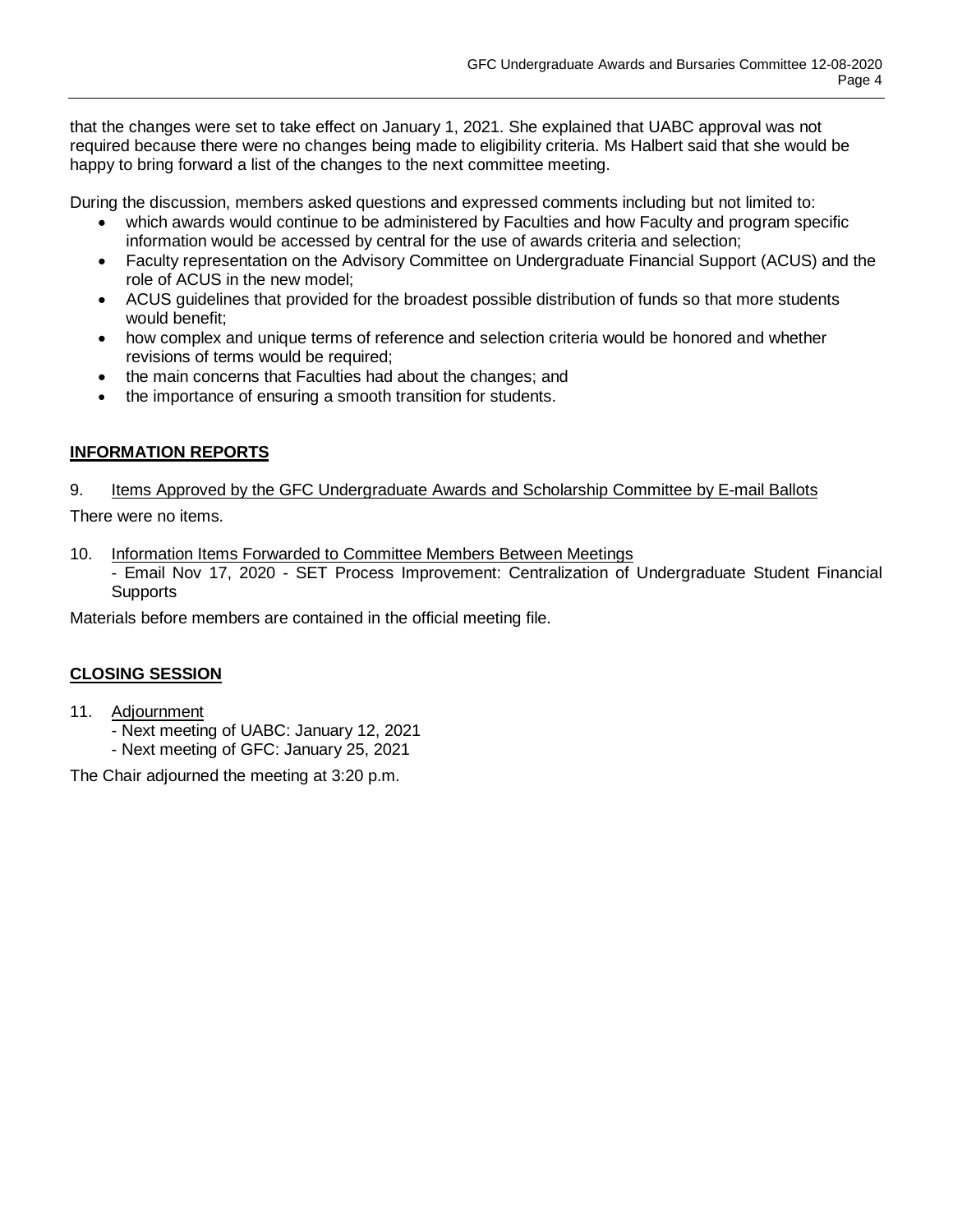that the changes were set to take effect on January 1, 2021. She explained that UABC approval was not required because there were no changes being made to eligibility criteria. Ms Halbert said that she would be happy to bring forward a list of the changes to the next committee meeting.

During the discussion, members asked questions and expressed comments including but not limited to:

- which awards would continue to be administered by Faculties and how Faculty and program specific information would be accessed by central for the use of awards criteria and selection;
- Faculty representation on the Advisory Committee on Undergraduate Financial Support (ACUS) and the role of ACUS in the new model;
- ACUS guidelines that provided for the broadest possible distribution of funds so that more students would benefit;
- how complex and unique terms of reference and selection criteria would be honored and whether revisions of terms would be required;
- the main concerns that Faculties had about the changes; and
- the importance of ensuring a smooth transition for students.

## INFORMATION REPORTS

9. Items Approved by the GFC Undergraduate Awards and Scholarship Committee by E-mail Ballots

There were no items.

10. Information Items Forwarded to Committee Members Between Meetings
    - Email Nov 17, 2020 - SET Process Improvement: Centralization of Undergraduate Student Financial Supports

Materials before members are contained in the official meeting file.

## CLOSING SESSION

11. Adjournment
    - Next meeting of UABC: January 12, 2021
    - Next meeting of GFC: January 25, 2021

The Chair adjourned the meeting at 3:20 p.m.